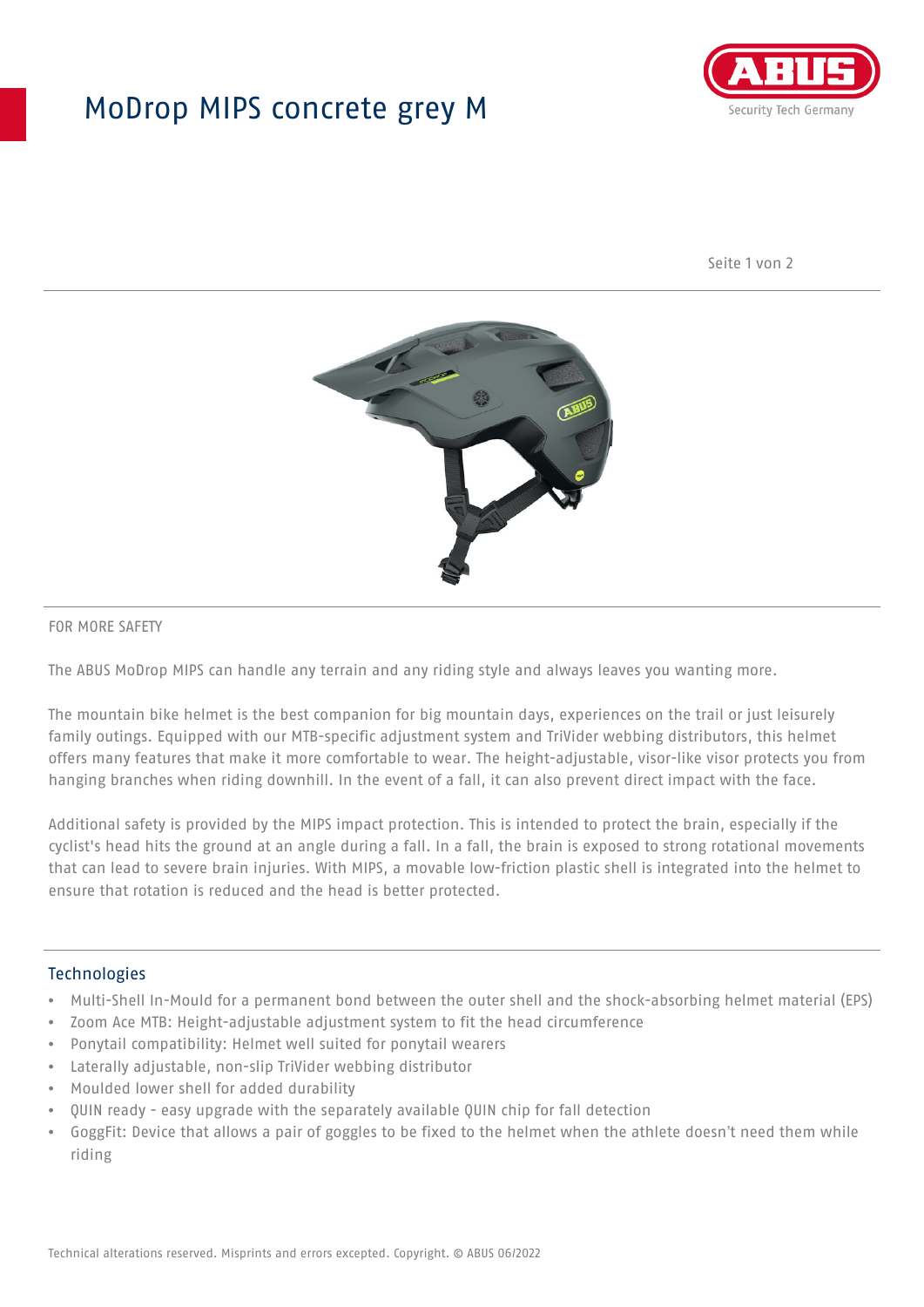# ModDrop MIPS concrete grey M

FOR MORE SAFETY

The ABUS MoDrop MIPS can handle any terrain and any riding style and always leaves you wanting more.

The mountain bike helmet is the best companion for big mountain days, experiences on the trail or just leisurely family outings. Equipped with our MTB-specific adjustment system and TriVider webbing distributors, this helmet offers many features that make it more comfortable to wear. The height-adjustable, visor-like visor protects you from hanging branches when riding downhill. In the event of a fall, it can also prevent direct impact with the face.

Additional safety is provided by the MIPS impact protection. This is intended to protect the brain, especially if the cyclist's head hits the ground at an angle during a fall. In a fall, the brain is exposed to strong rotational movements that can lead to severe brain injuries. With MIPS, a movable low-friction plastic shell is integrated into the helmet to ensure that rotation is reduced and the head is better protected.

## Technologies

- Multi-Shell In-Mould for a permanent bond between the outer shell and the shock-absorbing helmet material (EPS)
- Zoom Ace MTB: Height-adjustable adjustment system to fit the head circumference
- Ponytail compatibility: Helmet well suited for ponytail wearers
- Laterally adjustable, non-slip TriVider webbing distributor
- Moulded lower shell for added durability
- QUIN ready - easy upgrade with the separately available QUIN chip for fall detection
- GoggFit: Device that allows a pair of goggles to be fixed to the helmet when the athlete doesn't need them while riding

Technical alterations reserved. Misprints and errors excepted. Copyright. © ABUS 06/2022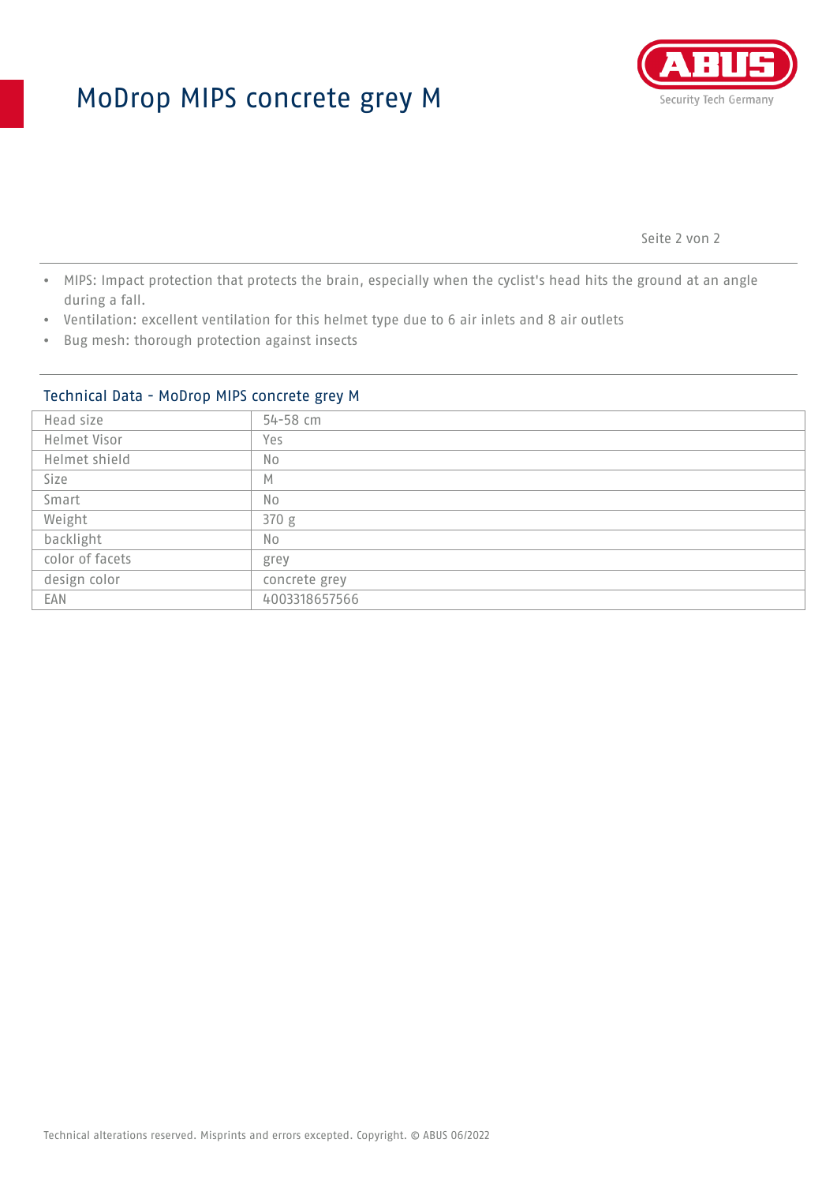# ModDrop MIPS concrete grey M

- MIPS: Impact protection that protects the brain, especially when the cyclist's head hits the ground at an angle during a fall.
- Ventilation: excellent ventilation for this helmet type due to 6 air inlets and 8 air outlets
- Bug mesh: thorough protection against insects

## Technical Data - MoDrop MIPS concrete grey M

| | |
|---|---|
| Head size | 54-58 cm |
| Helmet Visor | Yes |
| Helmet shield | No |
| Size | M |
| Smart | No |
| Weight | 370 g |
| backlight | No |
| color of facets | grey |
| design color | concrete grey |
| EAN | 4003318657566 |

Technical alterations reserved. Misprints and errors excepted. Copyright. © ABUS 06/2022